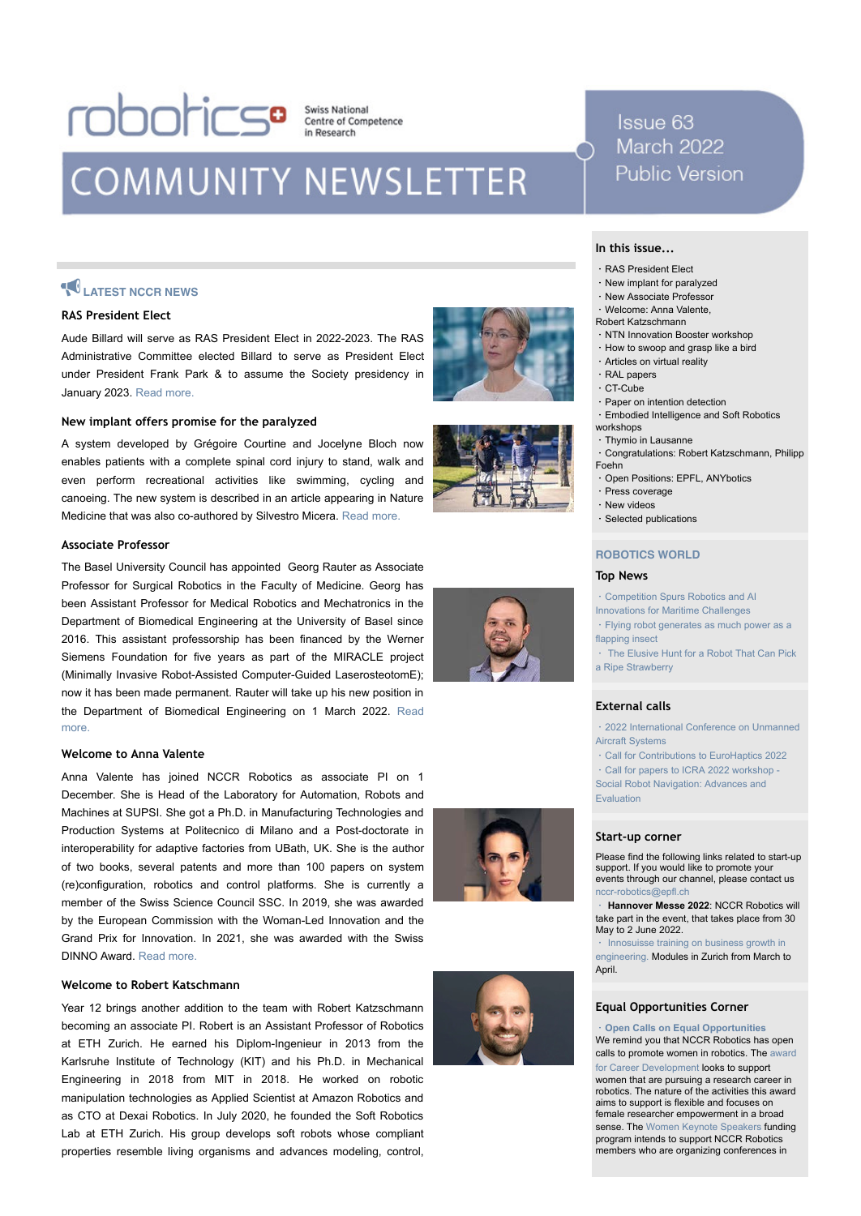robotics Swiss National Centre of Competence in Research

# COMMUNITY NEWSLETTER

Issue 63
March 2022
Public Version

## LATEST NCCR NEWS

### RAS President Elect

Aude Billard will serve as RAS President Elect in 2022-2023. The RAS Administrative Committee elected Billard to serve as President Elect under President Frank Park & to assume the Society presidency in January 2023. Read more.

### New implant offers promise for the paralyzed

A system developed by Grégoire Courtine and Jocelyne Bloch now enables patients with a complete spinal cord injury to stand, walk and even perform recreational activities like swimming, cycling and canoeing. The new system is described in an article appearing in Nature Medicine that was also co-authored by Silvestro Micera. Read more.

### Associate Professor

The Basel University Council has appointed Georg Rauter as Associate Professor for Surgical Robotics in the Faculty of Medicine. Georg has been Assistant Professor for Medical Robotics and Mechatronics in the Department of Biomedical Engineering at the University of Basel since 2016. This assistant professorship has been financed by the Werner Siemens Foundation for five years as part of the MIRACLE project (Minimally Invasive Robot-Assisted Computer-Guided LaserosteotomE); now it has been made permanent. Rauter will take up his new position in the Department of Biomedical Engineering on 1 March 2022. Read more.

### Welcome to Anna Valente

Anna Valente has joined NCCR Robotics as associate PI on 1 December. She is Head of the Laboratory for Automation, Robots and Machines at SUPSI. She got a Ph.D. in Manufacturing Technologies and Production Systems at Politecnico di Milano and a Post-doctorate in interoperability for adaptive factories from UBath, UK. She is the author of two books, several patents and more than 100 papers on system (re)configuration, robotics and control platforms. She is currently a member of the Swiss Science Council SSC. In 2019, she was awarded by the European Commission with the Woman-Led Innovation and the Grand Prix for Innovation. In 2021, she was awarded with the Swiss DINNO Award. Read more.

### Welcome to Robert Katschmann

Year 12 brings another addition to the team with Robert Katzschmann becoming an associate PI. Robert is an Assistant Professor of Robotics at ETH Zurich. He earned his Diplom-Ingenieur in 2013 from the Karlsruhe Institute of Technology (KIT) and his Ph.D. in Mechanical Engineering in 2018 from MIT in 2018. He worked on robotic manipulation technologies as Applied Scientist at Amazon Robotics and as CTO at Dexai Robotics. In July 2020, he founded the Soft Robotics Lab at ETH Zurich. His group develops soft robots whose compliant properties resemble living organisms and advances modeling, control,

### In this issue...

- RAS President Elect
- New implant for paralyzed
- New Associate Professor
- Welcome: Anna Valente, Robert Katzschmann
- NTN Innovation Booster workshop
- How to swoop and grasp like a bird
- Articles on virtual reality
- RAL papers
- CT-Cube
- Paper on intention detection
- Embodied Intelligence and Soft Robotics workshops
- Thymio in Lausanne
- Congratulations: Robert Katzschmann, Philipp Foehn
- Open Positions: EPFL, ANYbotics
- Press coverage
- New videos
- Selected publications

## ROBOTICS WORLD

### Top News

- Competition Spurs Robotics and AI Innovations for Maritime Challenges
- Flying robot generates as much power as a flapping insect
- The Elusive Hunt for a Robot That Can Pick a Ripe Strawberry

### External calls

- 2022 International Conference on Unmanned Aircraft Systems
- Call for Contributions to EuroHaptics 2022
- Call for papers to ICRA 2022 workshop - Social Robot Navigation: Advances and Evaluation

### Start-up corner

Please find the following links related to start-up support. If you would like to promote your events through our channel, please contact us nccr-robotics@epfl.ch

- **Hannover Messe 2022**: NCCR Robotics will take part in the event, that takes place from 30 May to 2 June 2022.
- Innosuisse training on business growth in engineering. Modules in Zurich from March to April.

### Equal Opportunities Corner

- **Open Calls on Equal Opportunities**

We remind you that NCCR Robotics has open calls to promote women in robotics. The award for Career Development looks to support women that are pursuing a research career in robotics. The nature of the activities this award aims to support is flexible and focuses on female researcher empowerment in a broad sense. The Women Keynote Speakers funding program intends to support NCCR Robotics members who are organizing conferences in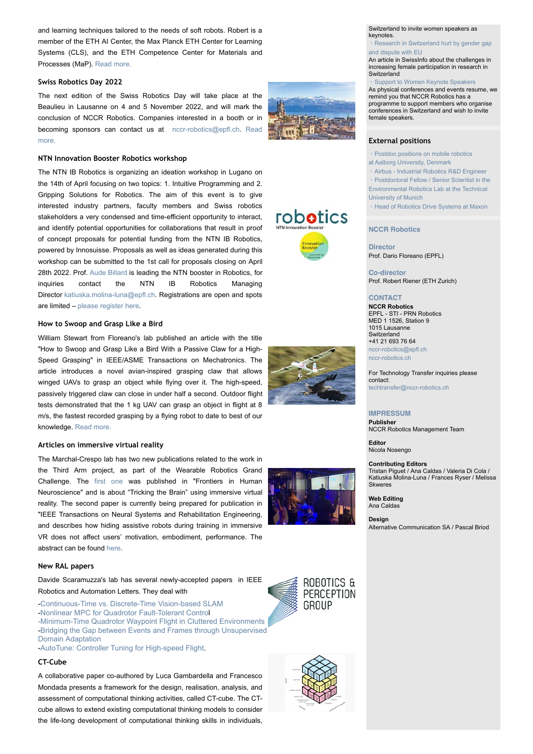and learning techniques tailored to the needs of soft robots. Robert is a member of the ETH AI Center, the Max Planck ETH Center for Learning Systems (CLS), and the ETH Competence Center for Materials and Processes (MaP). Read more.

### Swiss Robotics Day 2022

The next edition of the Swiss Robotics Day will take place at the Beaulieu in Lausanne on 4 and 5 November 2022, and will mark the conclusion of NCCR Robotics. Companies interested in a booth or in becoming sponsors can contact us at nccr-robotics@epfl.ch. Read more.

### NTN Innovation Booster Robotics workshop

The NTN IB Robotics is organizing an ideation workshop in Lugano on the 14th of April focusing on two topics: 1. Intuitive Programming and 2. Gripping Solutions for Robotics. The aim of this event is to give interested industry partners, faculty members and Swiss robotics stakeholders a very condensed and time-efficient opportunity to interact, and identify potential opportunities for collaborations that result in proof of concept proposals for potential funding from the NTN IB Robotics, powered by Innosuisse. Proposals as well as ideas generated during this workshop can be submitted to the 1st call for proposals closing on April 28th 2022. Prof. Aude Billard is leading the NTN booster in Robotics, for inquiries contact the NTN IB Robotics Managing Director katiuska.molina-luna@epfl.ch. Registrations are open and spots are limited – please register here.

### How to Swoop and Grasp Like a Bird

William Stewart from Floreano's lab published an article with the title "How to Swoop and Grasp Like a Bird With a Passive Claw for a High-Speed Grasping" in IEEE/ASME Transactions on Mechatronics. The article introduces a novel avian-inspired grasping claw that allows winged UAVs to grasp an object while flying over it. The high-speed, passively triggered claw can close in under half a second. Outdoor flight tests demonstrated that the 1 kg UAV can grasp an object in flight at 8 m/s, the fastest recorded grasping by a flying robot to date to best of our knowledge. Read more.

### Articles on immersive virtual reality

The Marchal-Crespo lab has two new publications related to the work in the Third Arm project, as part of the Wearable Robotics Grand Challenge. The first one was published in "Frontiers in Human Neuroscience" and is about "Tricking the Brain" using immersive virtual reality. The second paper is currently being prepared for publication in "IEEE Transactions on Neural Systems and Rehabilitation Engineering, and describes how hiding assistive robots during training in immersive VR does not affect users' motivation, embodiment, performance. The abstract can be found here.

### New RAL papers

Davide Scaramuzza's lab has several newly-accepted papers in IEEE Robotics and Automation Letters. They deal with

- Continuous-Time vs. Discrete-Time Vision-based SLAM
- Nonlinear MPC for Quadrotor Fault-Tolerant Control
- Minimum-Time Quadrotor Waypoint Flight in Cluttered Environments
- Bridging the Gap between Events and Frames through Unsupervised Domain Adaptation
- AutoTune: Controller Tuning for High-speed Flight.

### CT-Cube

A collaborative paper co-authored by Luca Gambardella and Francesco Mondada presents a framework for the design, realisation, analysis, and assessment of computational thinking activities, called CT-cube. The CT-cube allows to extend existing computational thinking models to consider the life-long development of computational thinking skills in individuals,

---

Switzerland to invite women speakers as keynotes.

· Research in Switzerland hurt by gender gap and dispute with EU

An article in SwissInfo about the challenges in increasing female participation in research in Switzerland

· Support to Women Keynote Speakers

As physical conferences and events resume, we remind you that NCCR Robotics has a programme to support members who organise conferences in Switzerland and wish to invite female speakers.

### External positions

- Postdoc positions on mobile robotics at Aalborg University, Denmark
- Airbus - Industrial Robotics R&D Engineer
- Postdoctoral Fellow / Senior Scientist in the Environmental Robotics Lab at the Technical University of Munich
- Head of Robotics Drive Systems at Maxon

### NCCR Robotics

**Director**
Prof. Dario Floreano (EPFL)

**Co-director**
Prof. Robert Riener (ETH Zurich)

**CONTACT**

**NCCR Robotics**
EPFL - STI - PRN Robotics
MED 1 1526, Station 9
1015 Lausanne
Switzerland
+41 21 693 76 64
nccr-robotics@epfl.ch
nccr-robotics.ch

For Technology Transfer inquiries please contact:
techtransfer@nccr-robotics.ch

**IMPRESSUM**

**Publisher**
NCCR Robotics Management Team

**Editor**
Nicola Nosengo

**Contributing Editors**
Tristan Piguet / Ana Caldas / Valeria Di Cola / Katiuska Molina-Luna / Frances Ryser / Melissa Skweres

**Web Editing**
Ana Caldas

**Design**
Alternative Communication SA / Pascal Briod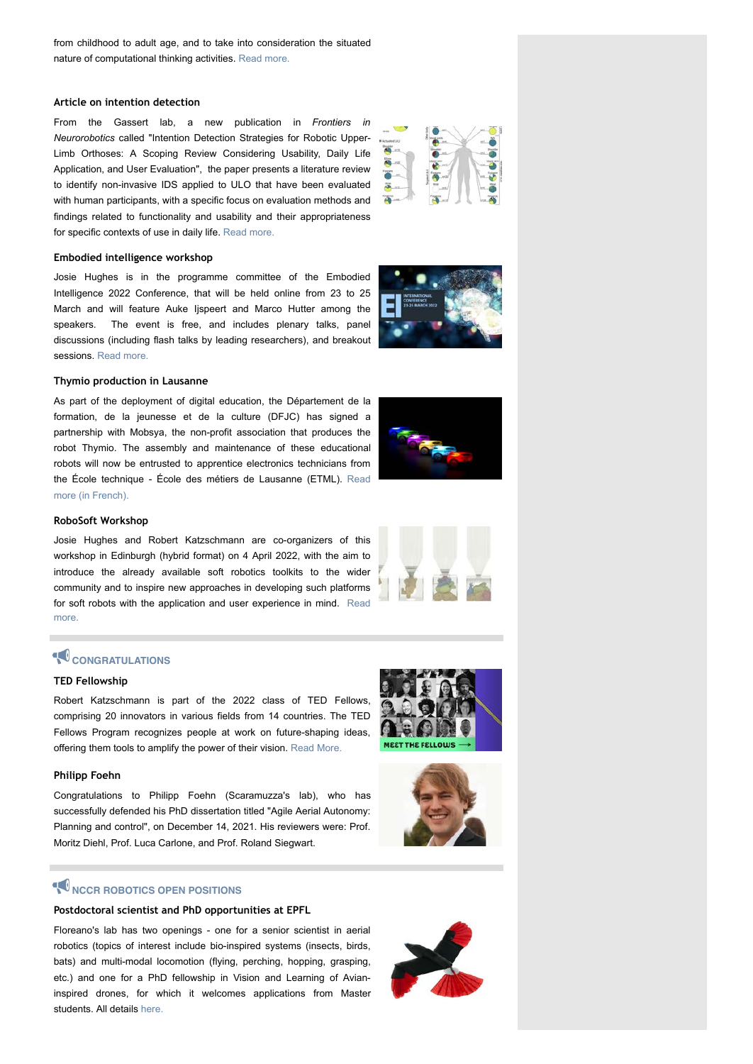from childhood to adult age, and to take into consideration the situated nature of computational thinking activities. Read more.

### Article on intention detection

From the Gassert lab, a new publication in *Frontiers in Neurorobotics* called "Intention Detection Strategies for Robotic Upper-Limb Orthoses: A Scoping Review Considering Usability, Daily Life Application, and User Evaluation", the paper presents a literature review to identify non-invasive IDS applied to ULO that have been evaluated with human participants, with a specific focus on evaluation methods and findings related to functionality and usability and their appropriateness for specific contexts of use in daily life. Read more.

### Embodied intelligence workshop

Josie Hughes is in the programme committee of the Embodied Intelligence 2022 Conference, that will be held online from 23 to 25 March and will feature Auke Ijspeert and Marco Hutter among the speakers. The event is free, and includes plenary talks, panel discussions (including flash talks by leading researchers), and breakout sessions. Read more.

### Thymio production in Lausanne

As part of the deployment of digital education, the Département de la formation, de la jeunesse et de la culture (DFJC) has signed a partnership with Mobsya, the non-profit association that produces the robot Thymio. The assembly and maintenance of these educational robots will now be entrusted to apprentice electronics technicians from the École technique - École des métiers de Lausanne (ETML). Read more (in French).

### RoboSoft Workshop

Josie Hughes and Robert Katzschmann are co-organizers of this workshop in Edinburgh (hybrid format) on 4 April 2022, with the aim to introduce the already available soft robotics toolkits to the wider community and to inspire new approaches in developing such platforms for soft robots with the application and user experience in mind. Read more.

## CONGRATULATIONS

### TED Fellowship

Robert Katzschmann is part of the 2022 class of TED Fellows, comprising 20 innovators in various fields from 14 countries. The TED Fellows Program recognizes people at work on future-shaping ideas, offering them tools to amplify the power of their vision. Read More.

### Philipp Foehn

Congratulations to Philipp Foehn (Scaramuzza's lab), who has successfully defended his PhD dissertation titled "Agile Aerial Autonomy: Planning and control", on December 14, 2021. His reviewers were: Prof. Moritz Diehl, Prof. Luca Carlone, and Prof. Roland Siegwart.

## NCCR ROBOTICS OPEN POSITIONS

### Postdoctoral scientist and PhD opportunities at EPFL

Floreano's lab has two openings - one for a senior scientist in aerial robotics (topics of interest include bio-inspired systems (insects, birds, bats) and multi-modal locomotion (flying, perching, hopping, grasping, etc.) and one for a PhD fellowship in Vision and Learning of Avian-inspired drones, for which it welcomes applications from Master students. All details here.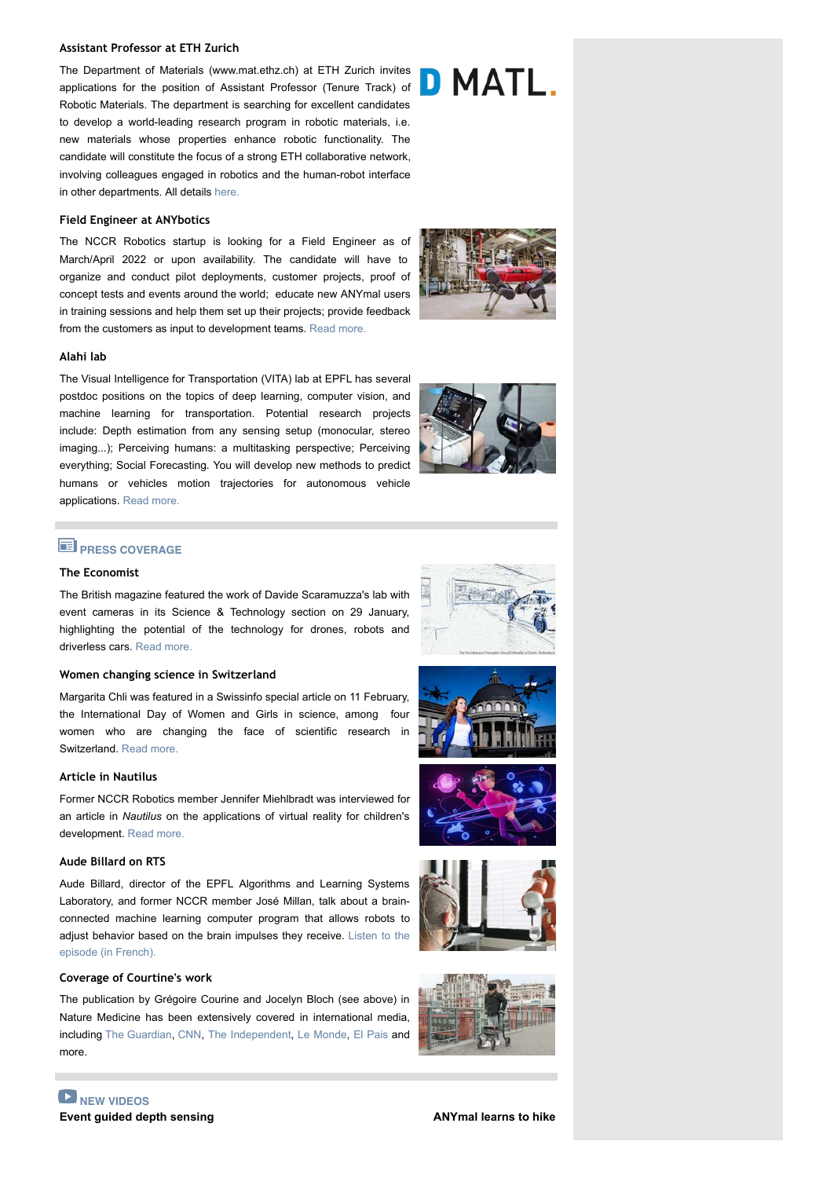### Assistant Professor at ETH Zurich

The Department of Materials (www.mat.ethz.ch) at ETH Zurich invites applications for the position of Assistant Professor (Tenure Track) of Robotic Materials. The department is searching for excellent candidates to develop a world-leading research program in robotic materials, i.e. new materials whose properties enhance robotic functionality. The candidate will constitute the focus of a strong ETH collaborative network, involving colleagues engaged in robotics and the human-robot interface in other departments. All details here.

### Field Engineer at ANYbotics

The NCCR Robotics startup is looking for a Field Engineer as of March/April 2022 or upon availability. The candidate will have to organize and conduct pilot deployments, customer projects, proof of concept tests and events around the world; educate new ANYmal users in training sessions and help them set up their projects; provide feedback from the customers as input to development teams. Read more.

### Alahi lab

The Visual Intelligence for Transportation (VITA) lab at EPFL has several postdoc positions on the topics of deep learning, computer vision, and machine learning for transportation. Potential research projects include: Depth estimation from any sensing setup (monocular, stereo imaging...); Perceiving humans: a multitasking perspective; Perceiving everything; Social Forecasting. You will develop new methods to predict humans or vehicles motion trajectories for autonomous vehicle applications. Read more.

## PRESS COVERAGE

### The Economist

The British magazine featured the work of Davide Scaramuzza's lab with event cameras in its Science & Technology section on 29 January, highlighting the potential of the technology for drones, robots and driverless cars. Read more.

### Women changing science in Switzerland

Margarita Chli was featured in a Swissinfo special article on 11 February, the International Day of Women and Girls in science, among four women who are changing the face of scientific research in Switzerland. Read more.

### Article in Nautilus

Former NCCR Robotics member Jennifer Miehlbradt was interviewed for an article in *Nautilus* on the applications of virtual reality for children's development. Read more.

### Aude Billard on RTS

Aude Billard, director of the EPFL Algorithms and Learning Systems Laboratory, and former NCCR member José Millan, talk about a brain-connected machine learning computer program that allows robots to adjust behavior based on the brain impulses they receive. Listen to the episode (in French).

### Coverage of Courtine's work

The publication by Grégoire Courine and Jocelyn Bloch (see above) in Nature Medicine has been extensively covered in international media, including The Guardian, CNN, The Independent, Le Monde, El Pais and more.

## NEW VIDEOS

**Event guided depth sensing**

**ANYmal learns to hike**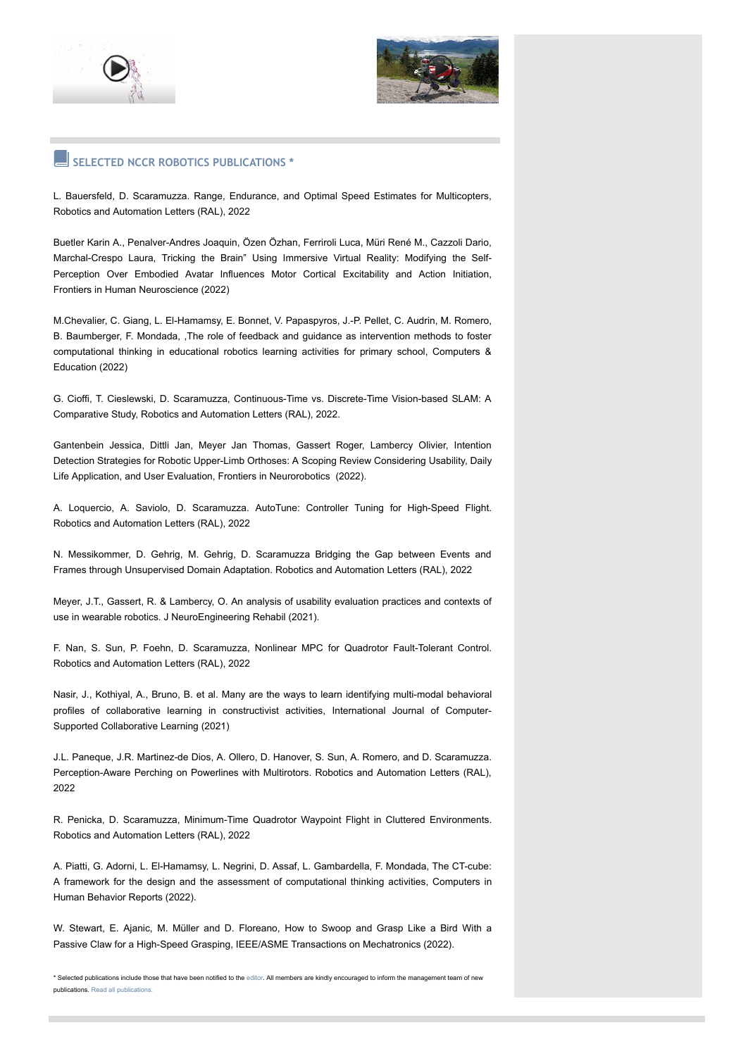## SELECTED NCCR ROBOTICS PUBLICATIONS *

L. Bauersfeld, D. Scaramuzza. Range, Endurance, and Optimal Speed Estimates for Multicopters, Robotics and Automation Letters (RAL), 2022

Buetler Karin A., Penalver-Andres Joaquin, Özen Özhan, Ferriroli Luca, Müri René M., Cazzoli Dario, Marchal-Crespo Laura, Tricking the Brain" Using Immersive Virtual Reality: Modifying the Self-Perception Over Embodied Avatar Influences Motor Cortical Excitability and Action Initiation, Frontiers in Human Neuroscience (2022)

M.Chevalier, C. Giang, L. El-Hamamsy, E. Bonnet, V. Papaspyros, J.-P. Pellet, C. Audrin, M. Romero, B. Baumberger, F. Mondada, ‚The role of feedback and guidance as intervention methods to foster computational thinking in educational robotics learning activities for primary school, Computers & Education (2022)

G. Cioffi, T. Cieslewski, D. Scaramuzza, Continuous-Time vs. Discrete-Time Vision-based SLAM: A Comparative Study, Robotics and Automation Letters (RAL), 2022.

Gantenbein Jessica, Dittli Jan, Meyer Jan Thomas, Gassert Roger, Lambercy Olivier, Intention Detection Strategies for Robotic Upper-Limb Orthoses: A Scoping Review Considering Usability, Daily Life Application, and User Evaluation, Frontiers in Neurorobotics (2022).

A. Loquercio, A. Saviolo, D. Scaramuzza. AutoTune: Controller Tuning for High-Speed Flight. Robotics and Automation Letters (RAL), 2022

N. Messikommer, D. Gehrig, M. Gehrig, D. Scaramuzza Bridging the Gap between Events and Frames through Unsupervised Domain Adaptation. Robotics and Automation Letters (RAL), 2022

Meyer, J.T., Gassert, R. & Lambercy, O. An analysis of usability evaluation practices and contexts of use in wearable robotics. J NeuroEngineering Rehabil (2021).

F. Nan, S. Sun, P. Foehn, D. Scaramuzza, Nonlinear MPC for Quadrotor Fault-Tolerant Control. Robotics and Automation Letters (RAL), 2022

Nasir, J., Kothiyal, A., Bruno, B. et al. Many are the ways to learn identifying multi-modal behavioral profiles of collaborative learning in constructivist activities, International Journal of Computer-Supported Collaborative Learning (2021)

J.L. Paneque, J.R. Martinez-de Dios, A. Ollero, D. Hanover, S. Sun, A. Romero, and D. Scaramuzza. Perception-Aware Perching on Powerlines with Multirotors. Robotics and Automation Letters (RAL), 2022

R. Penicka, D. Scaramuzza, Minimum-Time Quadrotor Waypoint Flight in Cluttered Environments. Robotics and Automation Letters (RAL), 2022

A. Piatti, G. Adorni, L. El-Hamamsy, L. Negrini, D. Assaf, L. Gambardella, F. Mondada, The CT-cube: A framework for the design and the assessment of computational thinking activities, Computers in Human Behavior Reports (2022).

W. Stewart, E. Ajanic, M. Müller and D. Floreano, How to Swoop and Grasp Like a Bird With a Passive Claw for a High-Speed Grasping, IEEE/ASME Transactions on Mechatronics (2022).

* Selected publications include those that have been notified to the editor. All members are kindly encouraged to inform the management team of new publications. Read all publications.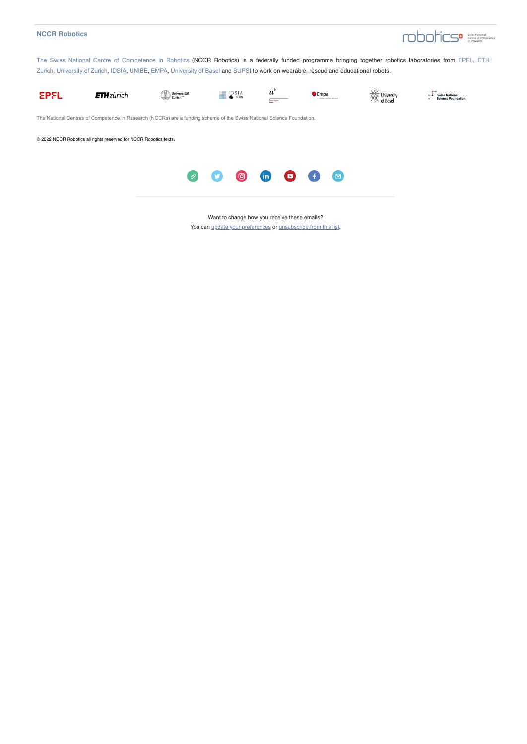**NCCR Robotics**

The Swiss National Centre of Competence in Robotics (NCCR Robotics) is a federally funded programme bringing together robotics laboratories from EPFL, ETH Zurich, University of Zurich, IDSIA, UNIBE, EMPA, University of Basel and SUPSI to work on wearable, rescue and educational robots.

The National Centres of Competence in Research (NCCRs) are a funding scheme of the Swiss National Science Foundation.

© 2022 NCCR Robotics all rights reserved for NCCR Robotics texts.

Want to change how you receive these emails?
You can update your preferences or unsubscribe from this list.